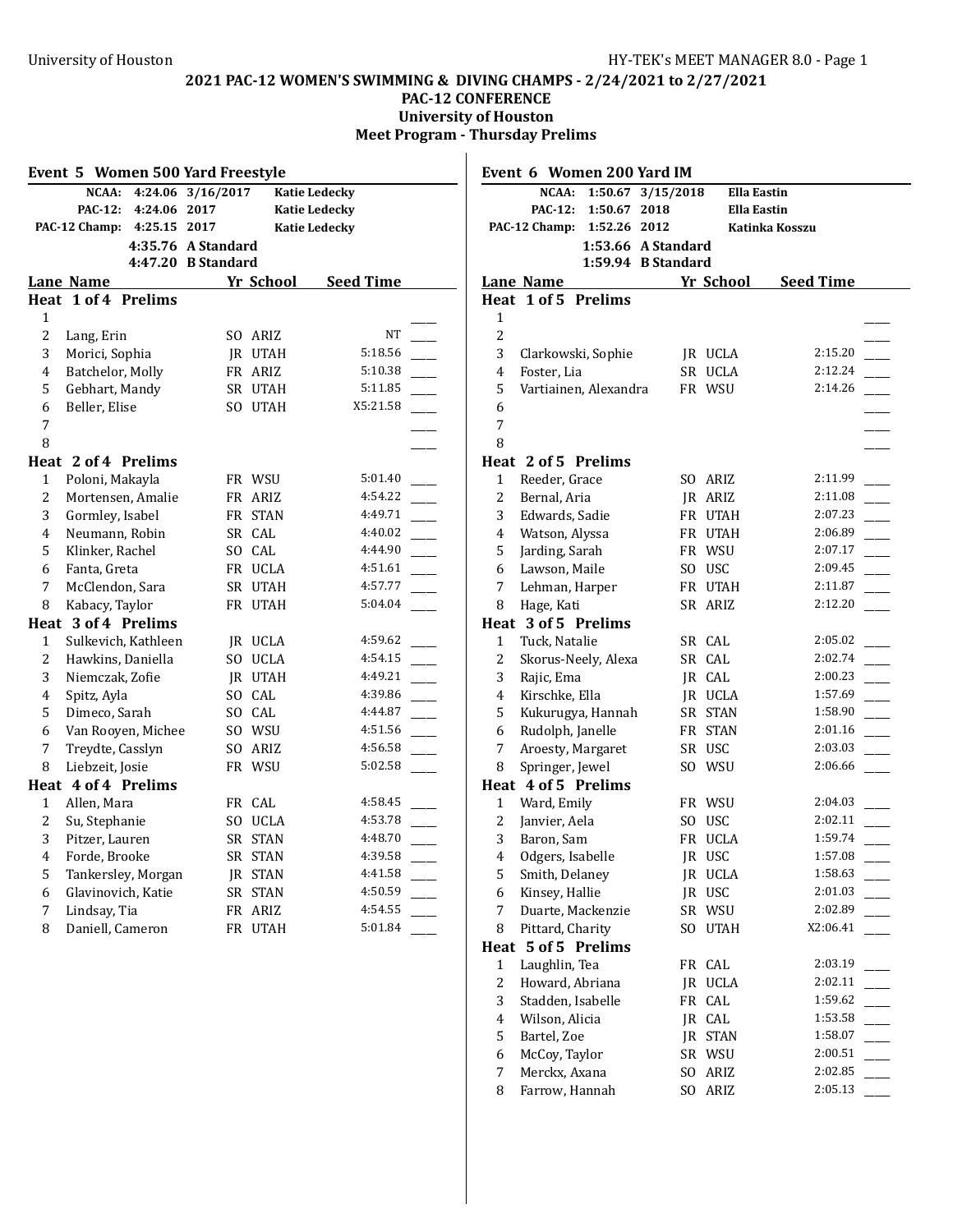University of Houston — HY-TEK's MEET MANAGER 8.0

# 2021 PAC-12 WOMEN'S SWIMMING & DIVING CHAMPS - 2/24/2021 to 2/27/2021

## PAC-12 CONFERENCE

### University of Houston

### Meet Program - Thursday Prelims

## Event 5 Women 500 Yard Freestyle

| | | | |
|---|---|---|---|
| NCAA: | 4:24.06 | 3/16/2017 | Katie Ledecky |
| PAC-12: | 4:24.06 | 2017 | Katie Ledecky |
| PAC-12 Champ: | 4:25.15 | 2017 | Katie Ledecky |
| | 4:35.76 | A Standard | |
| | 4:47.20 | B Standard | |

| Lane | Name | Yr | School | Seed Time | |
|---|---|---|---|---|---|
| **Heat 1 of 4 Prelims** | | | | | |
| 1 | | | | | ____ |
| 2 | Lang, Erin | SO | ARIZ | NT | ____ |
| 3 | Morici, Sophia | JR | UTAH | 5:18.56 | ____ |
| 4 | Batchelor, Molly | FR | ARIZ | 5:10.38 | ____ |
| 5 | Gebhart, Mandy | SR | UTAH | 5:11.85 | ____ |
| 6 | Beller, Elise | SO | UTAH | X5:21.58 | ____ |
| 7 | | | | | ____ |
| 8 | | | | | ____ |
| **Heat 2 of 4 Prelims** | | | | | |
| 1 | Poloni, Makayla | FR | WSU | 5:01.40 | ____ |
| 2 | Mortensen, Amalie | FR | ARIZ | 4:54.22 | ____ |
| 3 | Gormley, Isabel | FR | STAN | 4:49.71 | ____ |
| 4 | Neumann, Robin | SR | CAL | 4:40.02 | ____ |
| 5 | Klinker, Rachel | SO | CAL | 4:44.90 | ____ |
| 6 | Fanta, Greta | FR | UCLA | 4:51.61 | ____ |
| 7 | McClendon, Sara | SR | UTAH | 4:57.77 | ____ |
| 8 | Kabacy, Taylor | FR | UTAH | 5:04.04 | ____ |
| **Heat 3 of 4 Prelims** | | | | | |
| 1 | Sulkevich, Kathleen | JR | UCLA | 4:59.62 | ____ |
| 2 | Hawkins, Daniella | SO | UCLA | 4:54.15 | ____ |
| 3 | Niemczak, Zofie | JR | UTAH | 4:49.21 | ____ |
| 4 | Spitz, Ayla | SO | CAL | 4:39.86 | ____ |
| 5 | Dimeco, Sarah | SO | CAL | 4:44.87 | ____ |
| 6 | Van Rooyen, Michee | SO | WSU | 4:51.56 | ____ |
| 7 | Treydte, Casslyn | SO | ARIZ | 4:56.58 | ____ |
| 8 | Liebzeit, Josie | FR | WSU | 5:02.58 | ____ |
| **Heat 4 of 4 Prelims** | | | | | |
| 1 | Allen, Mara | FR | CAL | 4:58.45 | ____ |
| 2 | Su, Stephanie | SO | UCLA | 4:53.78 | ____ |
| 3 | Pitzer, Lauren | SR | STAN | 4:48.70 | ____ |
| 4 | Forde, Brooke | SR | STAN | 4:39.58 | ____ |
| 5 | Tankersley, Morgan | JR | STAN | 4:41.58 | ____ |
| 6 | Glavinovich, Katie | SR | STAN | 4:50.59 | ____ |
| 7 | Lindsay, Tia | FR | ARIZ | 4:54.55 | ____ |
| 8 | Daniell, Cameron | FR | UTAH | 5:01.84 | ____ |

## Event 6 Women 200 Yard IM

| | | | |
|---|---|---|---|
| NCAA: | 1:50.67 | 3/15/2018 | Ella Eastin |
| PAC-12: | 1:50.67 | 2018 | Ella Eastin |
| PAC-12 Champ: | 1:52.26 | 2012 | Katinka Kosszu |
| | 1:53.66 | A Standard | |
| | 1:59.94 | B Standard | |

| Lane | Name | Yr | School | Seed Time | |
|---|---|---|---|---|---|
| **Heat 1 of 5 Prelims** | | | | | |
| 1 | | | | | ____ |
| 2 | | | | | ____ |
| 3 | Clarkowski, Sophie | JR | UCLA | 2:15.20 | ____ |
| 4 | Foster, Lia | SR | UCLA | 2:12.24 | ____ |
| 5 | Vartiainen, Alexandra | FR | WSU | 2:14.26 | ____ |
| 6 | | | | | ____ |
| 7 | | | | | ____ |
| 8 | | | | | ____ |
| **Heat 2 of 5 Prelims** | | | | | |
| 1 | Reeder, Grace | SO | ARIZ | 2:11.99 | ____ |
| 2 | Bernal, Aria | JR | ARIZ | 2:11.08 | ____ |
| 3 | Edwards, Sadie | FR | UTAH | 2:07.23 | ____ |
| 4 | Watson, Alyssa | FR | UTAH | 2:06.89 | ____ |
| 5 | Jarding, Sarah | FR | WSU | 2:07.17 | ____ |
| 6 | Lawson, Maile | SO | USC | 2:09.45 | ____ |
| 7 | Lehman, Harper | FR | UTAH | 2:11.87 | ____ |
| 8 | Hage, Kati | SR | ARIZ | 2:12.20 | ____ |
| **Heat 3 of 5 Prelims** | | | | | |
| 1 | Tuck, Natalie | SR | CAL | 2:05.02 | ____ |
| 2 | Skorus-Neely, Alexa | SR | CAL | 2:02.74 | ____ |
| 3 | Rajic, Ema | JR | CAL | 2:00.23 | ____ |
| 4 | Kirschke, Ella | JR | UCLA | 1:57.69 | ____ |
| 5 | Kukurugya, Hannah | SR | STAN | 1:58.90 | ____ |
| 6 | Rudolph, Janelle | FR | STAN | 2:01.16 | ____ |
| 7 | Aroesty, Margaret | SR | USC | 2:03.03 | ____ |
| 8 | Springer, Jewel | SO | WSU | 2:06.66 | ____ |
| **Heat 4 of 5 Prelims** | | | | | |
| 1 | Ward, Emily | FR | WSU | 2:04.03 | ____ |
| 2 | Janvier, Aela | SO | USC | 2:02.11 | ____ |
| 3 | Baron, Sam | FR | UCLA | 1:59.74 | ____ |
| 4 | Odgers, Isabelle | JR | USC | 1:57.08 | ____ |
| 5 | Smith, Delaney | JR | UCLA | 1:58.63 | ____ |
| 6 | Kinsey, Hallie | JR | USC | 2:01.03 | ____ |
| 7 | Duarte, Mackenzie | SR | WSU | 2:02.89 | ____ |
| 8 | Pittard, Charity | SO | UTAH | X2:06.41 | ____ |
| **Heat 5 of 5 Prelims** | | | | | |
| 1 | Laughlin, Tea | FR | CAL | 2:03.19 | ____ |
| 2 | Howard, Abriana | JR | UCLA | 2:02.11 | ____ |
| 3 | Stadden, Isabelle | FR | CAL | 1:59.62 | ____ |
| 4 | Wilson, Alicia | JR | CAL | 1:53.58 | ____ |
| 5 | Bartel, Zoe | JR | STAN | 1:58.07 | ____ |
| 6 | McCoy, Taylor | SR | WSU | 2:00.51 | ____ |
| 7 | Merckx, Axana | SO | ARIZ | 2:02.85 | ____ |
| 8 | Farrow, Hannah | SO | ARIZ | 2:05.13 | ____ |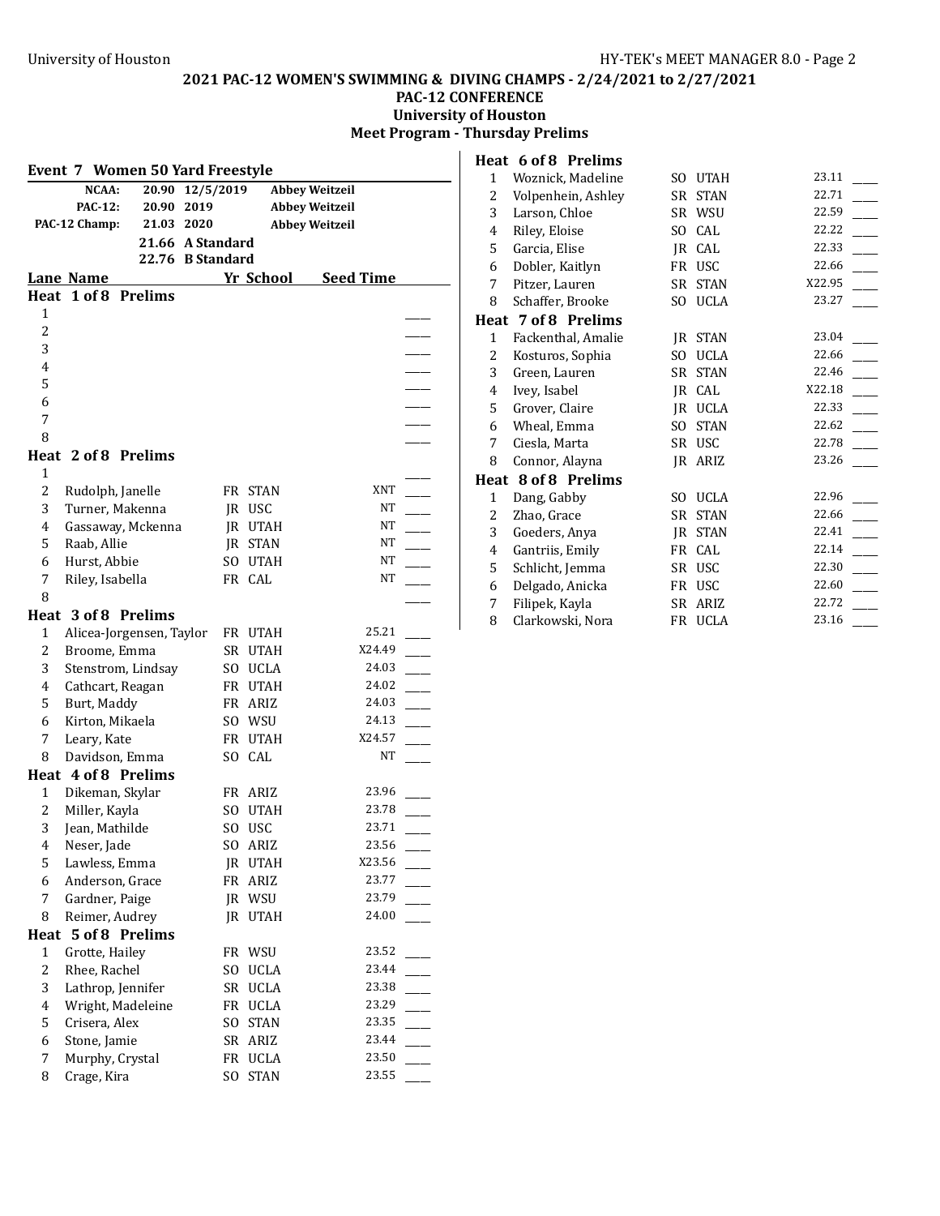## 2021 PAC-12 WOMEN'S SWIMMING & DIVING CHAMPS - 2/24/2021 to 2/27/2021

### PAC-12 CONFERENCE

### University of Houston

### Meet Program - Thursday Prelims

### Event 7 Women 50 Yard Freestyle

| | | | |
|---|---|---|---|
| NCAA: | 20.90 | 12/5/2019 | Abbey Weitzeil |
| PAC-12: | 20.90 | 2019 | Abbey Weitzeil |
| PAC-12 Champ: | 21.03 | 2020 | Abbey Weitzeil |
| | 21.66 | A Standard | |
| | 22.76 | B Standard | |

| Lane | Name | Yr | School | Seed Time | |
|---|---|---|---|---|---|
| **Heat 1 of 8 Prelims** | | | | | |
| 1 | | | | | ____ |
| 2 | | | | | ____ |
| 3 | | | | | ____ |
| 4 | | | | | ____ |
| 5 | | | | | ____ |
| 6 | | | | | ____ |
| 7 | | | | | ____ |
| 8 | | | | | ____ |
| **Heat 2 of 8 Prelims** | | | | | |
| 1 | | | | | ____ |
| 2 | Rudolph, Janelle | FR | STAN | XNT | ____ |
| 3 | Turner, Makenna | JR | USC | NT | ____ |
| 4 | Gassaway, Mckenna | JR | UTAH | NT | ____ |
| 5 | Raab, Allie | JR | STAN | NT | ____ |
| 6 | Hurst, Abbie | SO | UTAH | NT | ____ |
| 7 | Riley, Isabella | FR | CAL | NT | ____ |
| 8 | | | | | ____ |
| **Heat 3 of 8 Prelims** | | | | | |
| 1 | Alicea-Jorgensen, Taylor | FR | UTAH | 25.21 | ____ |
| 2 | Broome, Emma | SR | UTAH | X24.49 | ____ |
| 3 | Stenstrom, Lindsay | SO | UCLA | 24.03 | ____ |
| 4 | Cathcart, Reagan | FR | UTAH | 24.02 | ____ |
| 5 | Burt, Maddy | FR | ARIZ | 24.03 | ____ |
| 6 | Kirton, Mikaela | SO | WSU | 24.13 | ____ |
| 7 | Leary, Kate | FR | UTAH | X24.57 | ____ |
| 8 | Davidson, Emma | SO | CAL | NT | ____ |
| **Heat 4 of 8 Prelims** | | | | | |
| 1 | Dikeman, Skylar | FR | ARIZ | 23.96 | ____ |
| 2 | Miller, Kayla | SO | UTAH | 23.78 | ____ |
| 3 | Jean, Mathilde | SO | USC | 23.71 | ____ |
| 4 | Neser, Jade | SO | ARIZ | 23.56 | ____ |
| 5 | Lawless, Emma | JR | UTAH | X23.56 | ____ |
| 6 | Anderson, Grace | FR | ARIZ | 23.77 | ____ |
| 7 | Gardner, Paige | JR | WSU | 23.79 | ____ |
| 8 | Reimer, Audrey | JR | UTAH | 24.00 | ____ |
| **Heat 5 of 8 Prelims** | | | | | |
| 1 | Grotte, Hailey | FR | WSU | 23.52 | ____ |
| 2 | Rhee, Rachel | SO | UCLA | 23.44 | ____ |
| 3 | Lathrop, Jennifer | SR | UCLA | 23.38 | ____ |
| 4 | Wright, Madeleine | FR | UCLA | 23.29 | ____ |
| 5 | Crisera, Alex | SO | STAN | 23.35 | ____ |
| 6 | Stone, Jamie | SR | ARIZ | 23.44 | ____ |
| 7 | Murphy, Crystal | FR | UCLA | 23.50 | ____ |
| 8 | Crage, Kira | SO | STAN | 23.55 | ____ |
| **Heat 6 of 8 Prelims** | | | | | |
| 1 | Woznick, Madeline | SO | UTAH | 23.11 | ____ |
| 2 | Volpenhein, Ashley | SR | STAN | 22.71 | ____ |
| 3 | Larson, Chloe | SR | WSU | 22.59 | ____ |
| 4 | Riley, Eloise | SO | CAL | 22.22 | ____ |
| 5 | Garcia, Elise | JR | CAL | 22.33 | ____ |
| 6 | Dobler, Kaitlyn | FR | USC | 22.66 | ____ |
| 7 | Pitzer, Lauren | SR | STAN | X22.95 | ____ |
| 8 | Schaffer, Brooke | SO | UCLA | 23.27 | ____ |
| **Heat 7 of 8 Prelims** | | | | | |
| 1 | Fackenthal, Amalie | JR | STAN | 23.04 | ____ |
| 2 | Kosturos, Sophia | SO | UCLA | 22.66 | ____ |
| 3 | Green, Lauren | SR | STAN | 22.46 | ____ |
| 4 | Ivey, Isabel | JR | CAL | X22.18 | ____ |
| 5 | Grover, Claire | JR | UCLA | 22.33 | ____ |
| 6 | Wheal, Emma | SO | STAN | 22.62 | ____ |
| 7 | Ciesla, Marta | SR | USC | 22.78 | ____ |
| 8 | Connor, Alayna | JR | ARIZ | 23.26 | ____ |
| **Heat 8 of 8 Prelims** | | | | | |
| 1 | Dang, Gabby | SO | UCLA | 22.96 | ____ |
| 2 | Zhao, Grace | SR | STAN | 22.66 | ____ |
| 3 | Goeders, Anya | JR | STAN | 22.41 | ____ |
| 4 | Gantriis, Emily | FR | CAL | 22.14 | ____ |
| 5 | Schlicht, Jemma | SR | USC | 22.30 | ____ |
| 6 | Delgado, Anicka | FR | USC | 22.60 | ____ |
| 7 | Filipek, Kayla | SR | ARIZ | 22.72 | ____ |
| 8 | Clarkowski, Nora | FR | UCLA | 23.16 | ____ |